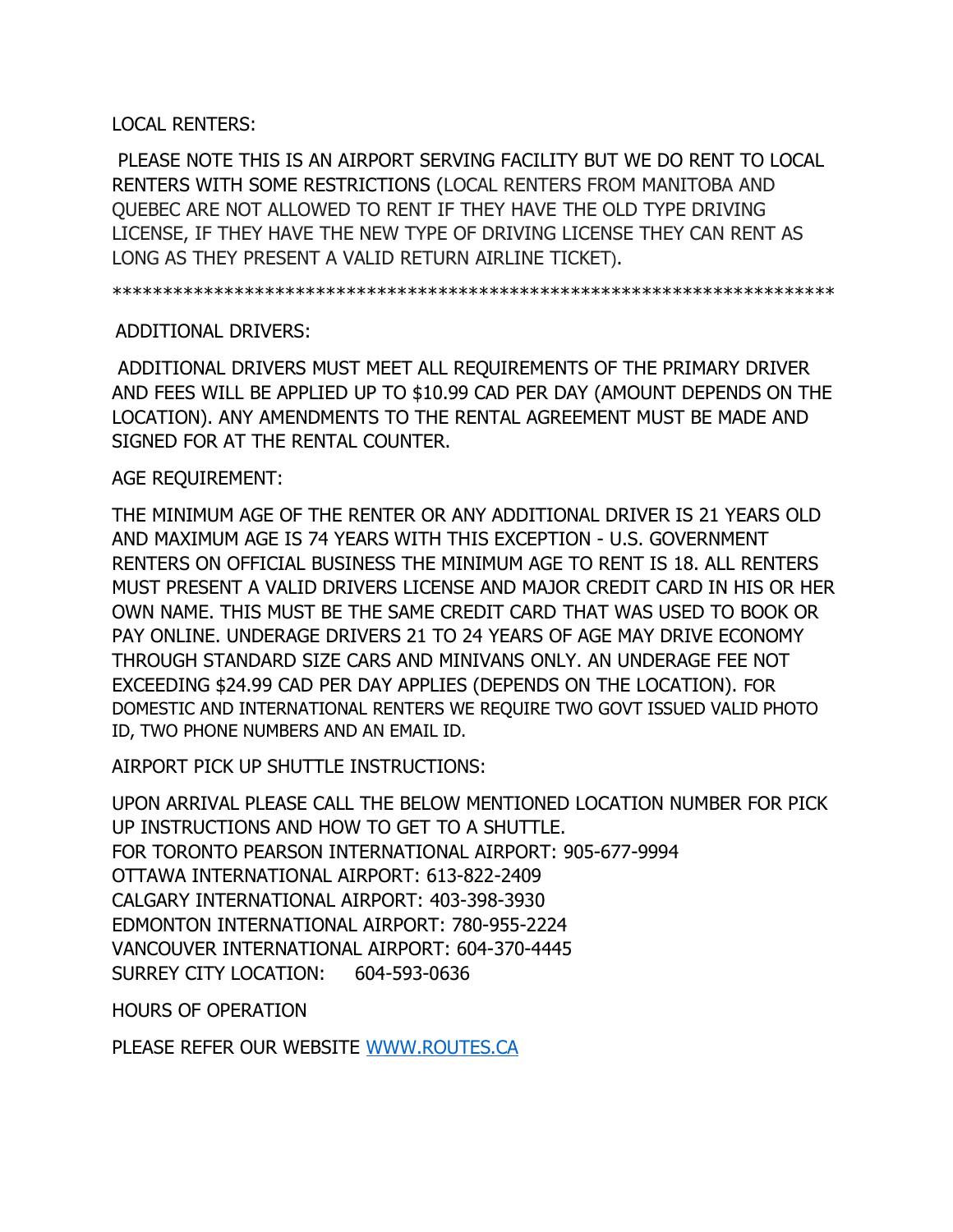LOCAL RENTERS:

PLEASE NOTE THIS IS AN AIRPORT SERVING FACILITY BUT WE DO RENT TO LOCAL RENTERS WITH SOME RESTRICTIONS (LOCAL RENTERS FROM MANITOBA AND QUEBEC ARE NOT ALLOWED TO RENT IF THEY HAVE THE OLD TYPE DRIVING LICENSE, IF THEY HAVE THE NEW TYPE OF DRIVING LICENSE THEY CAN RENT AS LONG AS THEY PRESENT A VALID RETURN AIRLINE TICKET).

************************************************************************

ADDITIONAL DRIVERS:

ADDITIONAL DRIVERS MUST MEET ALL REQUIREMENTS OF THE PRIMARY DRIVER AND FEES WILL BE APPLIED UP TO $10.99 CAD PER DAY (AMOUNT DEPENDS ON THE LOCATION). ANY AMENDMENTS TO THE RENTAL AGREEMENT MUST BE MADE AND SIGNED FOR AT THE RENTAL COUNTER.

AGE REQUIREMENT:

THE MINIMUM AGE OF THE RENTER OR ANY ADDITIONAL DRIVER IS 21 YEARS OLD AND MAXIMUM AGE IS 74 YEARS WITH THIS EXCEPTION - U.S. GOVERNMENT RENTERS ON OFFICIAL BUSINESS THE MINIMUM AGE TO RENT IS 18. ALL RENTERS MUST PRESENT A VALID DRIVERS LICENSE AND MAJOR CREDIT CARD IN HIS OR HER OWN NAME. THIS MUST BE THE SAME CREDIT CARD THAT WAS USED TO BOOK OR PAY ONLINE. UNDERAGE DRIVERS 21 TO 24 YEARS OF AGE MAY DRIVE ECONOMY THROUGH STANDARD SIZE CARS AND MINIVANS ONLY. AN UNDERAGE FEE NOT EXCEEDING $24.99 CAD PER DAY APPLIES (DEPENDS ON THE LOCATION). FOR DOMESTIC AND INTERNATIONAL RENTERS WE REQUIRE TWO GOVT ISSUED VALID PHOTO ID, TWO PHONE NUMBERS AND AN EMAIL ID.

AIRPORT PICK UP SHUTTLE INSTRUCTIONS:

UPON ARRIVAL PLEASE CALL THE BELOW MENTIONED LOCATION NUMBER FOR PICK UP INSTRUCTIONS AND HOW TO GET TO A SHUTTLE.
FOR TORONTO PEARSON INTERNATIONAL AIRPORT: 905-677-9994
OTTAWA INTERNATIONAL AIRPORT: 613-822-2409
CALGARY INTERNATIONAL AIRPORT: 403-398-3930
EDMONTON INTERNATIONAL AIRPORT: 780-955-2224
VANCOUVER INTERNATIONAL AIRPORT: 604-370-4445
SURREY CITY LOCATION: 604-593-0636

HOURS OF OPERATION

PLEASE REFER OUR WEBSITE [WWW.ROUTES.CA](http://WWW.ROUTES.CA)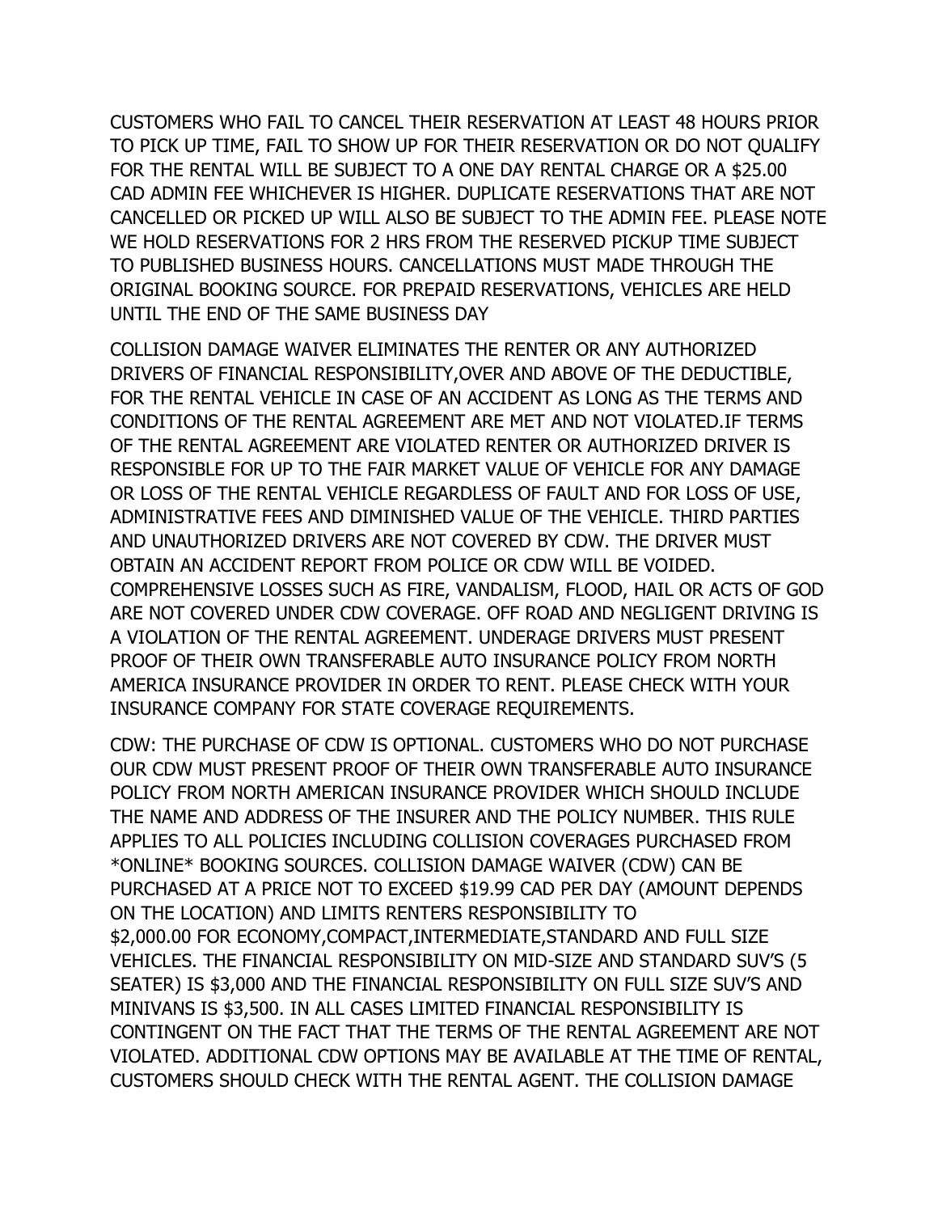CUSTOMERS WHO FAIL TO CANCEL THEIR RESERVATION AT LEAST 48 HOURS PRIOR TO PICK UP TIME, FAIL TO SHOW UP FOR THEIR RESERVATION OR DO NOT QUALIFY FOR THE RENTAL WILL BE SUBJECT TO A ONE DAY RENTAL CHARGE OR A $25.00 CAD ADMIN FEE WHICHEVER IS HIGHER. DUPLICATE RESERVATIONS THAT ARE NOT CANCELLED OR PICKED UP WILL ALSO BE SUBJECT TO THE ADMIN FEE. PLEASE NOTE WE HOLD RESERVATIONS FOR 2 HRS FROM THE RESERVED PICKUP TIME SUBJECT TO PUBLISHED BUSINESS HOURS. CANCELLATIONS MUST MADE THROUGH THE ORIGINAL BOOKING SOURCE. FOR PREPAID RESERVATIONS, VEHICLES ARE HELD UNTIL THE END OF THE SAME BUSINESS DAY

COLLISION DAMAGE WAIVER ELIMINATES THE RENTER OR ANY AUTHORIZED DRIVERS OF FINANCIAL RESPONSIBILITY,OVER AND ABOVE OF THE DEDUCTIBLE, FOR THE RENTAL VEHICLE IN CASE OF AN ACCIDENT AS LONG AS THE TERMS AND CONDITIONS OF THE RENTAL AGREEMENT ARE MET AND NOT VIOLATED.IF TERMS OF THE RENTAL AGREEMENT ARE VIOLATED RENTER OR AUTHORIZED DRIVER IS RESPONSIBLE FOR UP TO THE FAIR MARKET VALUE OF VEHICLE FOR ANY DAMAGE OR LOSS OF THE RENTAL VEHICLE REGARDLESS OF FAULT AND FOR LOSS OF USE, ADMINISTRATIVE FEES AND DIMINISHED VALUE OF THE VEHICLE. THIRD PARTIES AND UNAUTHORIZED DRIVERS ARE NOT COVERED BY CDW. THE DRIVER MUST OBTAIN AN ACCIDENT REPORT FROM POLICE OR CDW WILL BE VOIDED. COMPREHENSIVE LOSSES SUCH AS FIRE, VANDALISM, FLOOD, HAIL OR ACTS OF GOD ARE NOT COVERED UNDER CDW COVERAGE. OFF ROAD AND NEGLIGENT DRIVING IS A VIOLATION OF THE RENTAL AGREEMENT. UNDERAGE DRIVERS MUST PRESENT PROOF OF THEIR OWN TRANSFERABLE AUTO INSURANCE POLICY FROM NORTH AMERICA INSURANCE PROVIDER IN ORDER TO RENT. PLEASE CHECK WITH YOUR INSURANCE COMPANY FOR STATE COVERAGE REQUIREMENTS.

CDW: THE PURCHASE OF CDW IS OPTIONAL. CUSTOMERS WHO DO NOT PURCHASE OUR CDW MUST PRESENT PROOF OF THEIR OWN TRANSFERABLE AUTO INSURANCE POLICY FROM NORTH AMERICAN INSURANCE PROVIDER WHICH SHOULD INCLUDE THE NAME AND ADDRESS OF THE INSURER AND THE POLICY NUMBER. THIS RULE APPLIES TO ALL POLICIES INCLUDING COLLISION COVERAGES PURCHASED FROM *ONLINE* BOOKING SOURCES. COLLISION DAMAGE WAIVER (CDW) CAN BE PURCHASED AT A PRICE NOT TO EXCEED $19.99 CAD PER DAY (AMOUNT DEPENDS ON THE LOCATION) AND LIMITS RENTERS RESPONSIBILITY TO $2,000.00 FOR ECONOMY,COMPACT,INTERMEDIATE,STANDARD AND FULL SIZE VEHICLES. THE FINANCIAL RESPONSIBILITY ON MID-SIZE AND STANDARD SUV'S (5 SEATER) IS $3,000 AND THE FINANCIAL RESPONSIBILITY ON FULL SIZE SUV'S AND MINIVANS IS $3,500. IN ALL CASES LIMITED FINANCIAL RESPONSIBILITY IS CONTINGENT ON THE FACT THAT THE TERMS OF THE RENTAL AGREEMENT ARE NOT VIOLATED. ADDITIONAL CDW OPTIONS MAY BE AVAILABLE AT THE TIME OF RENTAL, CUSTOMERS SHOULD CHECK WITH THE RENTAL AGENT. THE COLLISION DAMAGE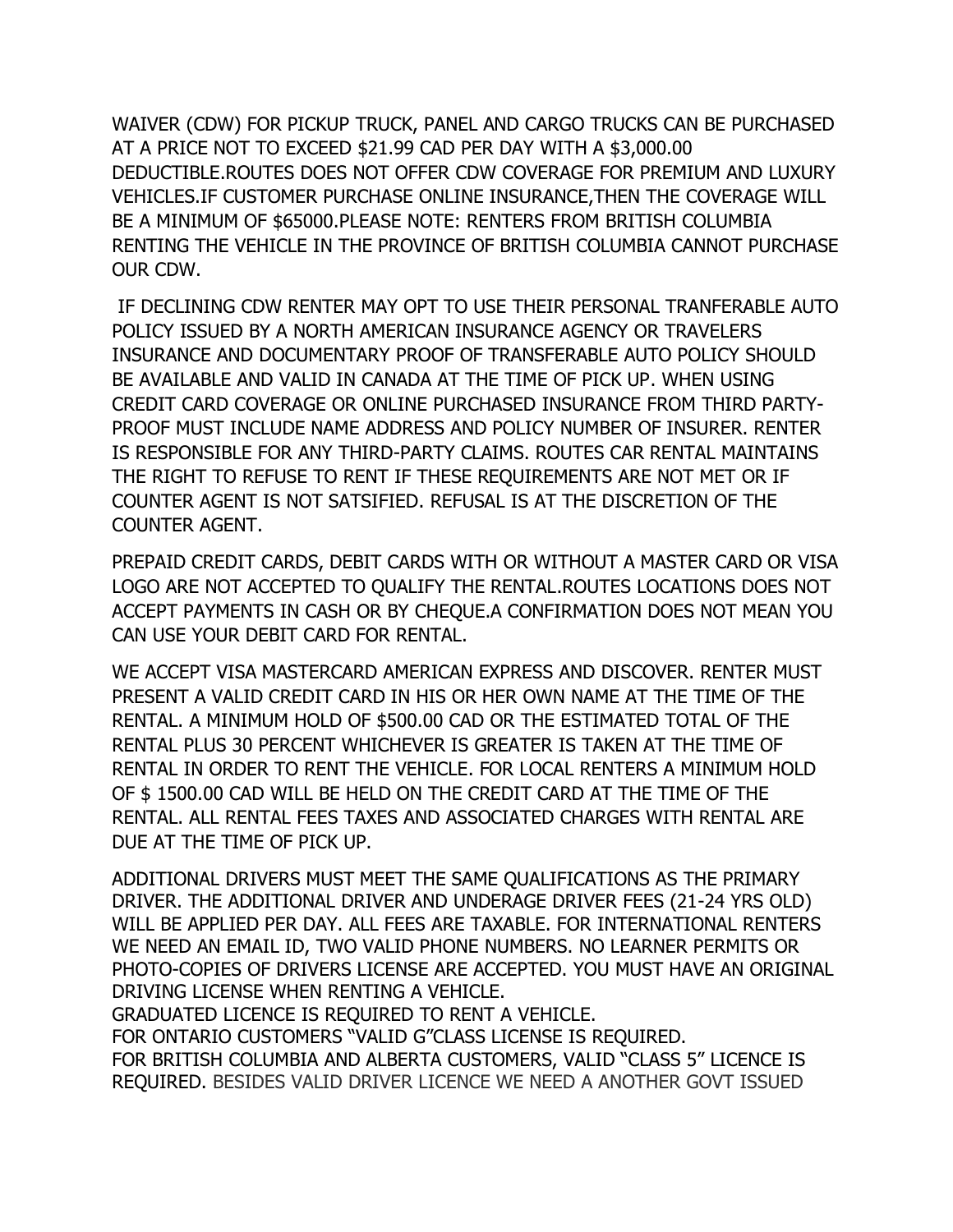WAIVER (CDW) FOR PICKUP TRUCK, PANEL AND CARGO TRUCKS CAN BE PURCHASED AT A PRICE NOT TO EXCEED $21.99 CAD PER DAY WITH A $3,000.00 DEDUCTIBLE.ROUTES DOES NOT OFFER CDW COVERAGE FOR PREMIUM AND LUXURY VEHICLES.IF CUSTOMER PURCHASE ONLINE INSURANCE,THEN THE COVERAGE WILL BE A MINIMUM OF $65000.PLEASE NOTE: RENTERS FROM BRITISH COLUMBIA RENTING THE VEHICLE IN THE PROVINCE OF BRITISH COLUMBIA CANNOT PURCHASE OUR CDW.

IF DECLINING CDW RENTER MAY OPT TO USE THEIR PERSONAL TRANFERABLE AUTO POLICY ISSUED BY A NORTH AMERICAN INSURANCE AGENCY OR TRAVELERS INSURANCE AND DOCUMENTARY PROOF OF TRANSFERABLE AUTO POLICY SHOULD BE AVAILABLE AND VALID IN CANADA AT THE TIME OF PICK UP. WHEN USING CREDIT CARD COVERAGE OR ONLINE PURCHASED INSURANCE FROM THIRD PARTY-PROOF MUST INCLUDE NAME ADDRESS AND POLICY NUMBER OF INSURER. RENTER IS RESPONSIBLE FOR ANY THIRD-PARTY CLAIMS. ROUTES CAR RENTAL MAINTAINS THE RIGHT TO REFUSE TO RENT IF THESE REQUIREMENTS ARE NOT MET OR IF COUNTER AGENT IS NOT SATSIFIED. REFUSAL IS AT THE DISCRETION OF THE COUNTER AGENT.

PREPAID CREDIT CARDS, DEBIT CARDS WITH OR WITHOUT A MASTER CARD OR VISA LOGO ARE NOT ACCEPTED TO QUALIFY THE RENTAL.ROUTES LOCATIONS DOES NOT ACCEPT PAYMENTS IN CASH OR BY CHEQUE.A CONFIRMATION DOES NOT MEAN YOU CAN USE YOUR DEBIT CARD FOR RENTAL.

WE ACCEPT VISA MASTERCARD AMERICAN EXPRESS AND DISCOVER. RENTER MUST PRESENT A VALID CREDIT CARD IN HIS OR HER OWN NAME AT THE TIME OF THE RENTAL. A MINIMUM HOLD OF $500.00 CAD OR THE ESTIMATED TOTAL OF THE RENTAL PLUS 30 PERCENT WHICHEVER IS GREATER IS TAKEN AT THE TIME OF RENTAL IN ORDER TO RENT THE VEHICLE. FOR LOCAL RENTERS A MINIMUM HOLD OF $ 1500.00 CAD WILL BE HELD ON THE CREDIT CARD AT THE TIME OF THE RENTAL. ALL RENTAL FEES TAXES AND ASSOCIATED CHARGES WITH RENTAL ARE DUE AT THE TIME OF PICK UP.

ADDITIONAL DRIVERS MUST MEET THE SAME QUALIFICATIONS AS THE PRIMARY DRIVER. THE ADDITIONAL DRIVER AND UNDERAGE DRIVER FEES (21-24 YRS OLD) WILL BE APPLIED PER DAY. ALL FEES ARE TAXABLE. FOR INTERNATIONAL RENTERS WE NEED AN EMAIL ID, TWO VALID PHONE NUMBERS. NO LEARNER PERMITS OR PHOTO-COPIES OF DRIVERS LICENSE ARE ACCEPTED. YOU MUST HAVE AN ORIGINAL DRIVING LICENSE WHEN RENTING A VEHICLE.
GRADUATED LICENCE IS REQUIRED TO RENT A VEHICLE.
FOR ONTARIO CUSTOMERS "VALID G"CLASS LICENSE IS REQUIRED.
FOR BRITISH COLUMBIA AND ALBERTA CUSTOMERS, VALID "CLASS 5" LICENCE IS REQUIRED. BESIDES VALID DRIVER LICENCE WE NEED A ANOTHER GOVT ISSUED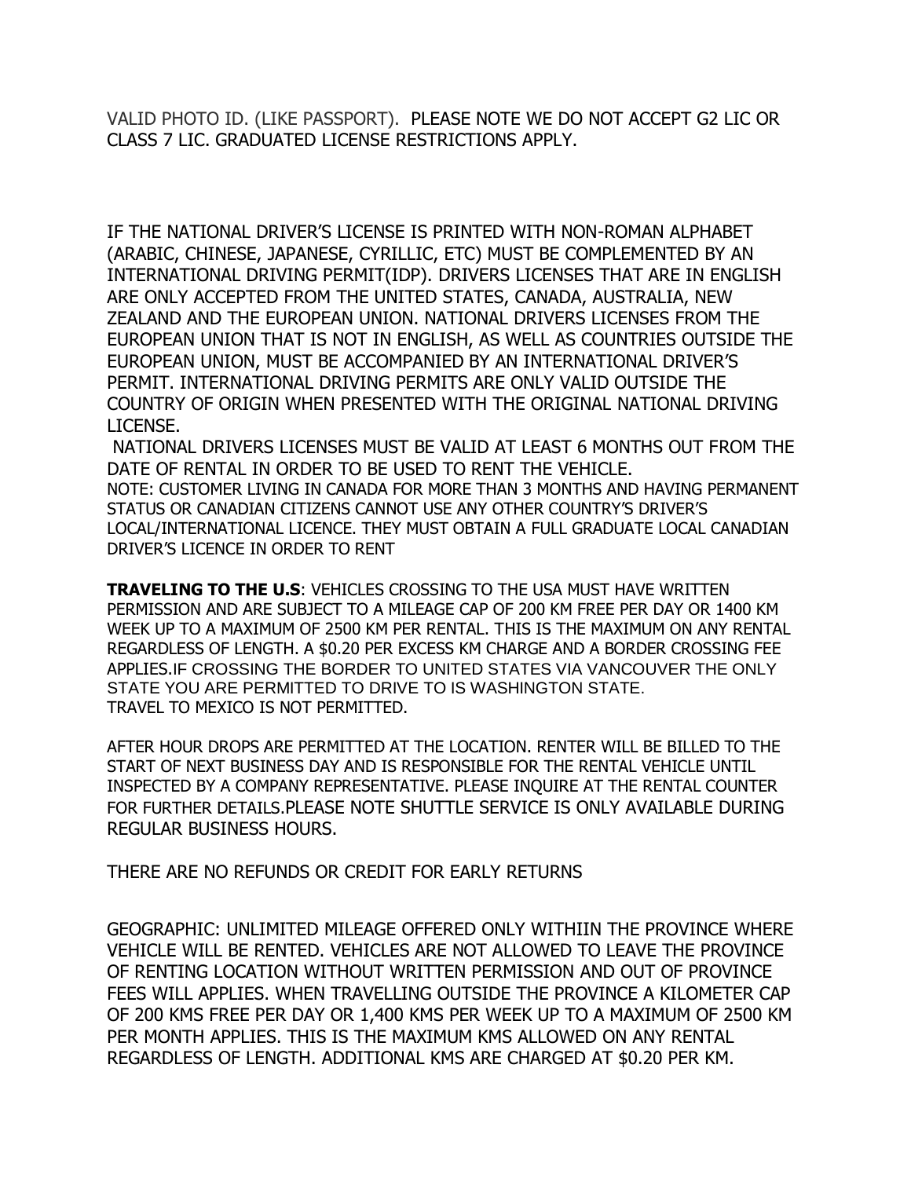VALID PHOTO ID. (LIKE PASSPORT). PLEASE NOTE WE DO NOT ACCEPT G2 LIC OR CLASS 7 LIC. GRADUATED LICENSE RESTRICTIONS APPLY.

IF THE NATIONAL DRIVER'S LICENSE IS PRINTED WITH NON-ROMAN ALPHABET (ARABIC, CHINESE, JAPANESE, CYRILLIC, ETC) MUST BE COMPLEMENTED BY AN INTERNATIONAL DRIVING PERMIT(IDP). DRIVERS LICENSES THAT ARE IN ENGLISH ARE ONLY ACCEPTED FROM THE UNITED STATES, CANADA, AUSTRALIA, NEW ZEALAND AND THE EUROPEAN UNION. NATIONAL DRIVERS LICENSES FROM THE EUROPEAN UNION THAT IS NOT IN ENGLISH, AS WELL AS COUNTRIES OUTSIDE THE EUROPEAN UNION, MUST BE ACCOMPANIED BY AN INTERNATIONAL DRIVER'S PERMIT. INTERNATIONAL DRIVING PERMITS ARE ONLY VALID OUTSIDE THE COUNTRY OF ORIGIN WHEN PRESENTED WITH THE ORIGINAL NATIONAL DRIVING LICENSE.

NATIONAL DRIVERS LICENSES MUST BE VALID AT LEAST 6 MONTHS OUT FROM THE DATE OF RENTAL IN ORDER TO BE USED TO RENT THE VEHICLE.

NOTE: CUSTOMER LIVING IN CANADA FOR MORE THAN 3 MONTHS AND HAVING PERMANENT STATUS OR CANADIAN CITIZENS CANNOT USE ANY OTHER COUNTRY'S DRIVER'S LOCAL/INTERNATIONAL LICENCE. THEY MUST OBTAIN A FULL GRADUATE LOCAL CANADIAN DRIVER'S LICENCE IN ORDER TO RENT

**TRAVELING TO THE U.S**: VEHICLES CROSSING TO THE USA MUST HAVE WRITTEN PERMISSION AND ARE SUBJECT TO A MILEAGE CAP OF 200 KM FREE PER DAY OR 1400 KM WEEK UP TO A MAXIMUM OF 2500 KM PER RENTAL. THIS IS THE MAXIMUM ON ANY RENTAL REGARDLESS OF LENGTH. A $0.20 PER EXCESS KM CHARGE AND A BORDER CROSSING FEE APPLIES.IF CROSSING THE BORDER TO UNITED STATES VIA VANCOUVER THE ONLY STATE YOU ARE PERMITTED TO DRIVE TO IS WASHINGTON STATE.
TRAVEL TO MEXICO IS NOT PERMITTED.

AFTER HOUR DROPS ARE PERMITTED AT THE LOCATION. RENTER WILL BE BILLED TO THE START OF NEXT BUSINESS DAY AND IS RESPONSIBLE FOR THE RENTAL VEHICLE UNTIL INSPECTED BY A COMPANY REPRESENTATIVE. PLEASE INQUIRE AT THE RENTAL COUNTER FOR FURTHER DETAILS.PLEASE NOTE SHUTTLE SERVICE IS ONLY AVAILABLE DURING REGULAR BUSINESS HOURS.

THERE ARE NO REFUNDS OR CREDIT FOR EARLY RETURNS

GEOGRAPHIC: UNLIMITED MILEAGE OFFERED ONLY WITHIIN THE PROVINCE WHERE VEHICLE WILL BE RENTED. VEHICLES ARE NOT ALLOWED TO LEAVE THE PROVINCE OF RENTING LOCATION WITHOUT WRITTEN PERMISSION AND OUT OF PROVINCE FEES WILL APPLIES. WHEN TRAVELLING OUTSIDE THE PROVINCE A KILOMETER CAP OF 200 KMS FREE PER DAY OR 1,400 KMS PER WEEK UP TO A MAXIMUM OF 2500 KM PER MONTH APPLIES. THIS IS THE MAXIMUM KMS ALLOWED ON ANY RENTAL REGARDLESS OF LENGTH. ADDITIONAL KMS ARE CHARGED AT $0.20 PER KM.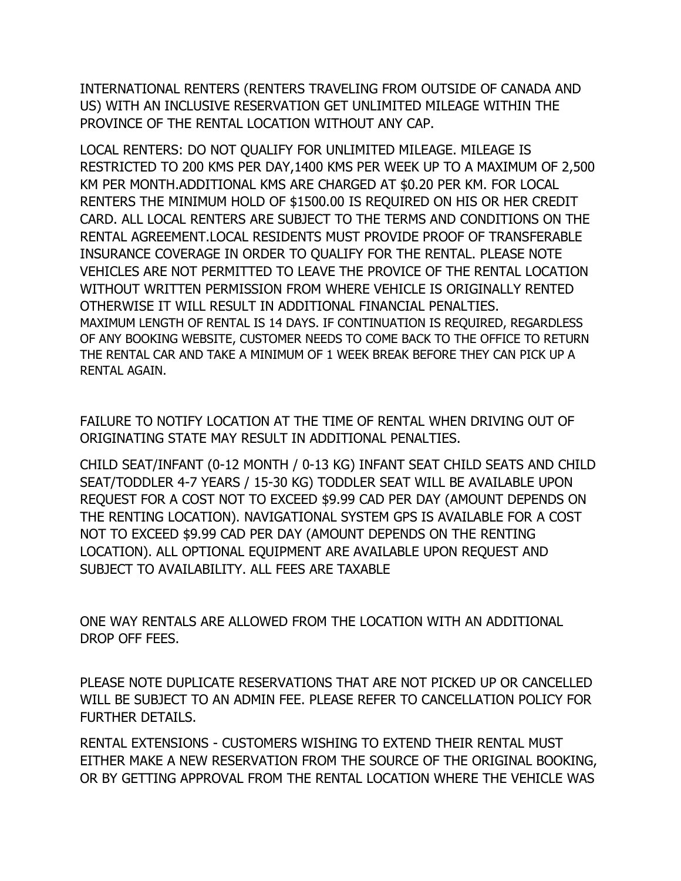INTERNATIONAL RENTERS (RENTERS TRAVELING FROM OUTSIDE OF CANADA AND US) WITH AN INCLUSIVE RESERVATION GET UNLIMITED MILEAGE WITHIN THE PROVINCE OF THE RENTAL LOCATION WITHOUT ANY CAP.

LOCAL RENTERS: DO NOT QUALIFY FOR UNLIMITED MILEAGE. MILEAGE IS RESTRICTED TO 200 KMS PER DAY,1400 KMS PER WEEK UP TO A MAXIMUM OF 2,500 KM PER MONTH.ADDITIONAL KMS ARE CHARGED AT $0.20 PER KM. FOR LOCAL RENTERS THE MINIMUM HOLD OF $1500.00 IS REQUIRED ON HIS OR HER CREDIT CARD. ALL LOCAL RENTERS ARE SUBJECT TO THE TERMS AND CONDITIONS ON THE RENTAL AGREEMENT.LOCAL RESIDENTS MUST PROVIDE PROOF OF TRANSFERABLE INSURANCE COVERAGE IN ORDER TO QUALIFY FOR THE RENTAL. PLEASE NOTE VEHICLES ARE NOT PERMITTED TO LEAVE THE PROVICE OF THE RENTAL LOCATION WITHOUT WRITTEN PERMISSION FROM WHERE VEHICLE IS ORIGINALLY RENTED OTHERWISE IT WILL RESULT IN ADDITIONAL FINANCIAL PENALTIES.
MAXIMUM LENGTH OF RENTAL IS 14 DAYS. IF CONTINUATION IS REQUIRED, REGARDLESS OF ANY BOOKING WEBSITE, CUSTOMER NEEDS TO COME BACK TO THE OFFICE TO RETURN THE RENTAL CAR AND TAKE A MINIMUM OF 1 WEEK BREAK BEFORE THEY CAN PICK UP A RENTAL AGAIN.

FAILURE TO NOTIFY LOCATION AT THE TIME OF RENTAL WHEN DRIVING OUT OF ORIGINATING STATE MAY RESULT IN ADDITIONAL PENALTIES.

CHILD SEAT/INFANT (0-12 MONTH / 0-13 KG) INFANT SEAT CHILD SEATS AND CHILD SEAT/TODDLER 4-7 YEARS / 15-30 KG) TODDLER SEAT WILL BE AVAILABLE UPON REQUEST FOR A COST NOT TO EXCEED $9.99 CAD PER DAY (AMOUNT DEPENDS ON THE RENTING LOCATION). NAVIGATIONAL SYSTEM GPS IS AVAILABLE FOR A COST NOT TO EXCEED $9.99 CAD PER DAY (AMOUNT DEPENDS ON THE RENTING LOCATION). ALL OPTIONAL EQUIPMENT ARE AVAILABLE UPON REQUEST AND SUBJECT TO AVAILABILITY. ALL FEES ARE TAXABLE

ONE WAY RENTALS ARE ALLOWED FROM THE LOCATION WITH AN ADDITIONAL DROP OFF FEES.

PLEASE NOTE DUPLICATE RESERVATIONS THAT ARE NOT PICKED UP OR CANCELLED WILL BE SUBJECT TO AN ADMIN FEE. PLEASE REFER TO CANCELLATION POLICY FOR FURTHER DETAILS.

RENTAL EXTENSIONS - CUSTOMERS WISHING TO EXTEND THEIR RENTAL MUST EITHER MAKE A NEW RESERVATION FROM THE SOURCE OF THE ORIGINAL BOOKING, OR BY GETTING APPROVAL FROM THE RENTAL LOCATION WHERE THE VEHICLE WAS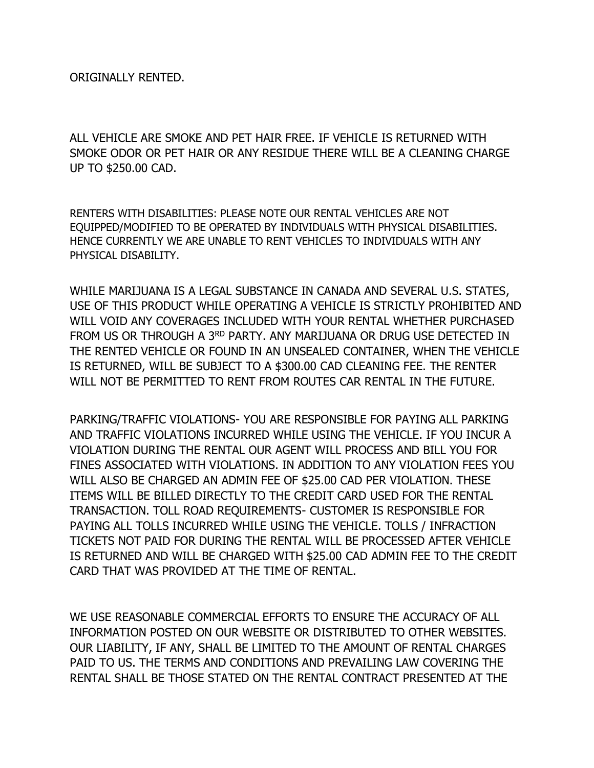ORIGINALLY RENTED.

ALL VEHICLE ARE SMOKE AND PET HAIR FREE. IF VEHICLE IS RETURNED WITH SMOKE ODOR OR PET HAIR OR ANY RESIDUE THERE WILL BE A CLEANING CHARGE UP TO $250.00 CAD.

RENTERS WITH DISABILITIES: PLEASE NOTE OUR RENTAL VEHICLES ARE NOT EQUIPPED/MODIFIED TO BE OPERATED BY INDIVIDUALS WITH PHYSICAL DISABILITIES. HENCE CURRENTLY WE ARE UNABLE TO RENT VEHICLES TO INDIVIDUALS WITH ANY PHYSICAL DISABILITY.

WHILE MARIJUANA IS A LEGAL SUBSTANCE IN CANADA AND SEVERAL U.S. STATES, USE OF THIS PRODUCT WHILE OPERATING A VEHICLE IS STRICTLY PROHIBITED AND WILL VOID ANY COVERAGES INCLUDED WITH YOUR RENTAL WHETHER PURCHASED FROM US OR THROUGH A 3RD PARTY. ANY MARIJUANA OR DRUG USE DETECTED IN THE RENTED VEHICLE OR FOUND IN AN UNSEALED CONTAINER, WHEN THE VEHICLE IS RETURNED, WILL BE SUBJECT TO A $300.00 CAD CLEANING FEE. THE RENTER WILL NOT BE PERMITTED TO RENT FROM ROUTES CAR RENTAL IN THE FUTURE.

PARKING/TRAFFIC VIOLATIONS- YOU ARE RESPONSIBLE FOR PAYING ALL PARKING AND TRAFFIC VIOLATIONS INCURRED WHILE USING THE VEHICLE. IF YOU INCUR A VIOLATION DURING THE RENTAL OUR AGENT WILL PROCESS AND BILL YOU FOR FINES ASSOCIATED WITH VIOLATIONS. IN ADDITION TO ANY VIOLATION FEES YOU WILL ALSO BE CHARGED AN ADMIN FEE OF $25.00 CAD PER VIOLATION. THESE ITEMS WILL BE BILLED DIRECTLY TO THE CREDIT CARD USED FOR THE RENTAL TRANSACTION. TOLL ROAD REQUIREMENTS- CUSTOMER IS RESPONSIBLE FOR PAYING ALL TOLLS INCURRED WHILE USING THE VEHICLE. TOLLS / INFRACTION TICKETS NOT PAID FOR DURING THE RENTAL WILL BE PROCESSED AFTER VEHICLE IS RETURNED AND WILL BE CHARGED WITH $25.00 CAD ADMIN FEE TO THE CREDIT CARD THAT WAS PROVIDED AT THE TIME OF RENTAL.

WE USE REASONABLE COMMERCIAL EFFORTS TO ENSURE THE ACCURACY OF ALL INFORMATION POSTED ON OUR WEBSITE OR DISTRIBUTED TO OTHER WEBSITES. OUR LIABILITY, IF ANY, SHALL BE LIMITED TO THE AMOUNT OF RENTAL CHARGES PAID TO US. THE TERMS AND CONDITIONS AND PREVAILING LAW COVERING THE RENTAL SHALL BE THOSE STATED ON THE RENTAL CONTRACT PRESENTED AT THE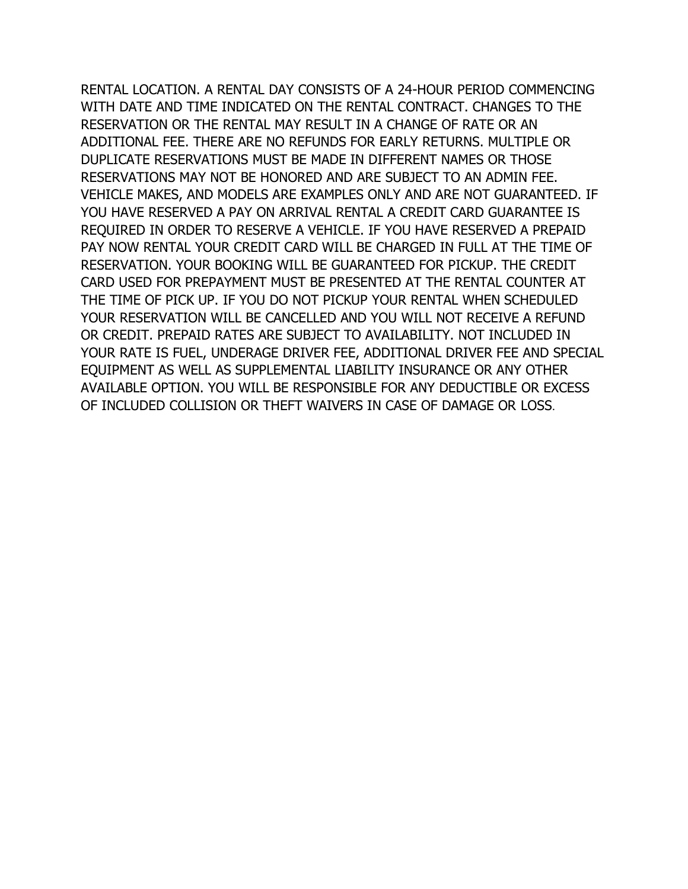RENTAL LOCATION. A RENTAL DAY CONSISTS OF A 24-HOUR PERIOD COMMENCING WITH DATE AND TIME INDICATED ON THE RENTAL CONTRACT. CHANGES TO THE RESERVATION OR THE RENTAL MAY RESULT IN A CHANGE OF RATE OR AN ADDITIONAL FEE. THERE ARE NO REFUNDS FOR EARLY RETURNS. MULTIPLE OR DUPLICATE RESERVATIONS MUST BE MADE IN DIFFERENT NAMES OR THOSE RESERVATIONS MAY NOT BE HONORED AND ARE SUBJECT TO AN ADMIN FEE. VEHICLE MAKES, AND MODELS ARE EXAMPLES ONLY AND ARE NOT GUARANTEED. IF YOU HAVE RESERVED A PAY ON ARRIVAL RENTAL A CREDIT CARD GUARANTEE IS REQUIRED IN ORDER TO RESERVE A VEHICLE. IF YOU HAVE RESERVED A PREPAID PAY NOW RENTAL YOUR CREDIT CARD WILL BE CHARGED IN FULL AT THE TIME OF RESERVATION. YOUR BOOKING WILL BE GUARANTEED FOR PICKUP. THE CREDIT CARD USED FOR PREPAYMENT MUST BE PRESENTED AT THE RENTAL COUNTER AT THE TIME OF PICK UP. IF YOU DO NOT PICKUP YOUR RENTAL WHEN SCHEDULED YOUR RESERVATION WILL BE CANCELLED AND YOU WILL NOT RECEIVE A REFUND OR CREDIT. PREPAID RATES ARE SUBJECT TO AVAILABILITY. NOT INCLUDED IN YOUR RATE IS FUEL, UNDERAGE DRIVER FEE, ADDITIONAL DRIVER FEE AND SPECIAL EQUIPMENT AS WELL AS SUPPLEMENTAL LIABILITY INSURANCE OR ANY OTHER AVAILABLE OPTION. YOU WILL BE RESPONSIBLE FOR ANY DEDUCTIBLE OR EXCESS OF INCLUDED COLLISION OR THEFT WAIVERS IN CASE OF DAMAGE OR LOSS.